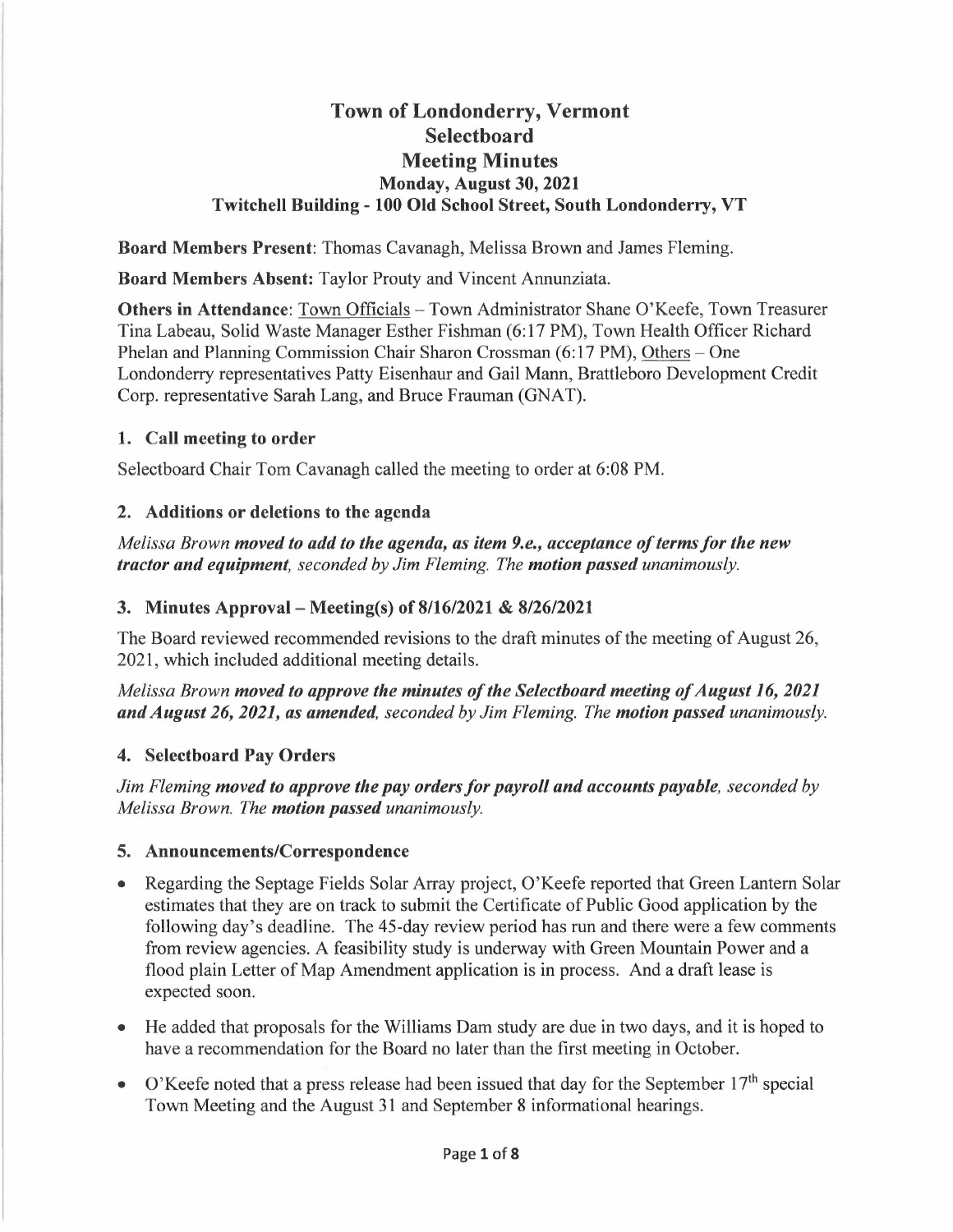# Town of Londonderry, Vermont
# Selectboard
# Meeting Minutes
### Monday, August 30, 2021
### Twitchell Building - 100 Old School Street, South Londonderry, VT

**Board Members Present**: Thomas Cavanagh, Melissa Brown and James Fleming.

**Board Members Absent:** Taylor Prouty and Vincent Annunziata.

**Others in Attendance**: Town Officials – Town Administrator Shane O'Keefe, Town Treasurer Tina Labeau, Solid Waste Manager Esther Fishman (6:17 PM), Town Health Officer Richard Phelan and Planning Commission Chair Sharon Crossman (6:17 PM), Others – One Londonderry representatives Patty Eisenhaur and Gail Mann, Brattleboro Development Credit Corp. representative Sarah Lang, and Bruce Frauman (GNAT).

## 1. Call meeting to order

Selectboard Chair Tom Cavanagh called the meeting to order at 6:08 PM.

## 2. Additions or deletions to the agenda

*Melissa Brown* ***moved to add to the agenda, as item 9.e., acceptance of terms for the new tractor and equipment****, seconded by Jim Fleming. The* ***motion passed*** *unanimously.*

## 3. Minutes Approval – Meeting(s) of 8/16/2021 & 8/26/2021

The Board reviewed recommended revisions to the draft minutes of the meeting of August 26, 2021, which included additional meeting details.

*Melissa Brown* ***moved to approve the minutes of the Selectboard meeting of August 16, 2021 and August 26, 2021, as amended****, seconded by Jim Fleming. The* ***motion passed*** *unanimously.*

## 4. Selectboard Pay Orders

*Jim Fleming* ***moved to approve the pay orders for payroll and accounts payable****, seconded by Melissa Brown. The* ***motion passed*** *unanimously.*

## 5. Announcements/Correspondence

- Regarding the Septage Fields Solar Array project, O'Keefe reported that Green Lantern Solar estimates that they are on track to submit the Certificate of Public Good application by the following day's deadline. The 45-day review period has run and there were a few comments from review agencies. A feasibility study is underway with Green Mountain Power and a flood plain Letter of Map Amendment application is in process. And a draft lease is expected soon.
- He added that proposals for the Williams Dam study are due in two days, and it is hoped to have a recommendation for the Board no later than the first meeting in October.
- O'Keefe noted that a press release had been issued that day for the September 17th special Town Meeting and the August 31 and September 8 informational hearings.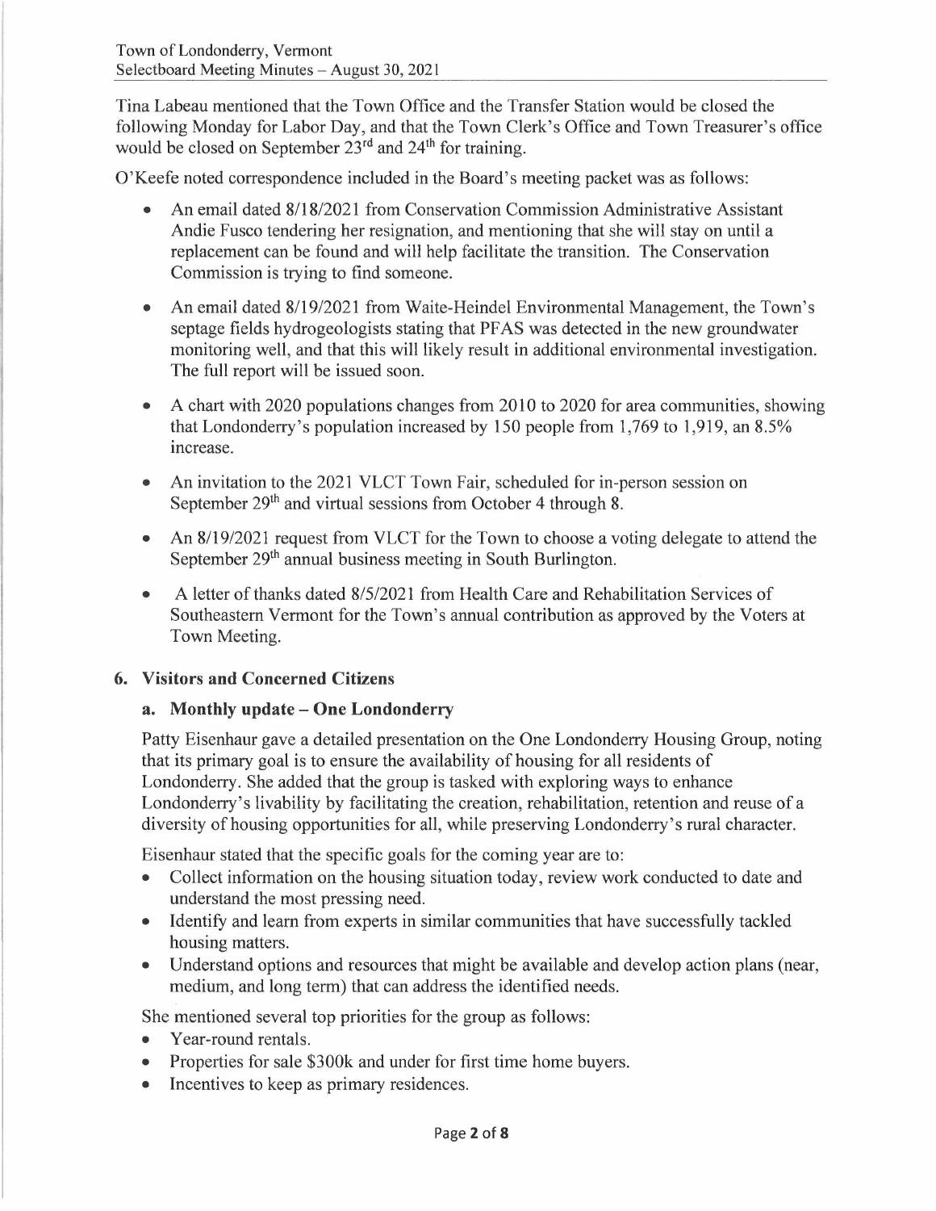Tina Labeau mentioned that the Town Office and the Transfer Station would be closed the following Monday for Labor Day, and that the Town Clerk's Office and Town Treasurer's office would be closed on September 23rd and 24th for training.

O'Keefe noted correspondence included in the Board's meeting packet was as follows:

- An email dated 8/18/2021 from Conservation Commission Administrative Assistant Andie Fusco tendering her resignation, and mentioning that she will stay on until a replacement can be found and will help facilitate the transition. The Conservation Commission is trying to find someone.
- An email dated 8/19/2021 from Waite-Heindel Environmental Management, the Town's septage fields hydrogeologists stating that PFAS was detected in the new groundwater monitoring well, and that this will likely result in additional environmental investigation. The full report will be issued soon.
- A chart with 2020 populations changes from 2010 to 2020 for area communities, showing that Londonderry's population increased by 150 people from 1,769 to 1,919, an 8.5% increase.
- An invitation to the 2021 VLCT Town Fair, scheduled for in-person session on September 29th and virtual sessions from October 4 through 8.
- An 8/19/2021 request from VLCT for the Town to choose a voting delegate to attend the September 29th annual business meeting in South Burlington.
- A letter of thanks dated 8/5/2021 from Health Care and Rehabilitation Services of Southeastern Vermont for the Town's annual contribution as approved by the Voters at Town Meeting.

## 6. Visitors and Concerned Citizens

### a. Monthly update – One Londonderry

Patty Eisenhaur gave a detailed presentation on the One Londonderry Housing Group, noting that its primary goal is to ensure the availability of housing for all residents of Londonderry. She added that the group is tasked with exploring ways to enhance Londonderry's livability by facilitating the creation, rehabilitation, retention and reuse of a diversity of housing opportunities for all, while preserving Londonderry's rural character.

Eisenhaur stated that the specific goals for the coming year are to:

- Collect information on the housing situation today, review work conducted to date and understand the most pressing need.
- Identify and learn from experts in similar communities that have successfully tackled housing matters.
- Understand options and resources that might be available and develop action plans (near, medium, and long term) that can address the identified needs.

She mentioned several top priorities for the group as follows:

- Year-round rentals.
- Properties for sale $300k and under for first time home buyers.
- Incentives to keep as primary residences.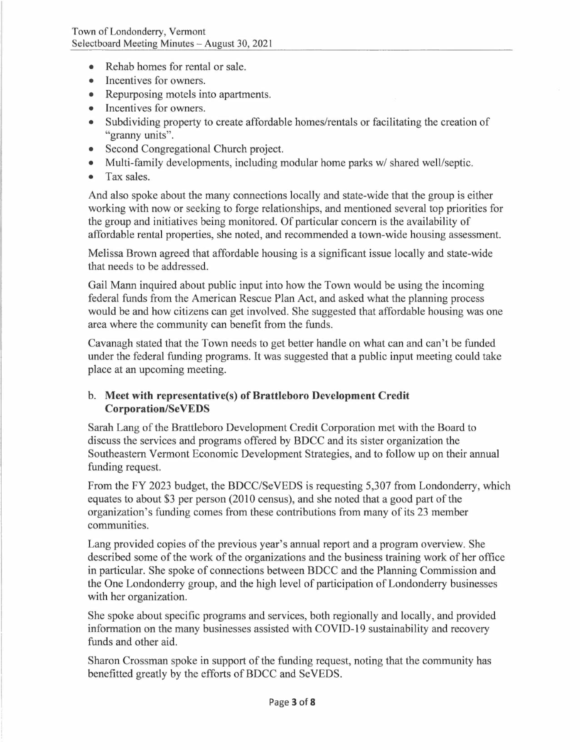- Rehab homes for rental or sale.
- Incentives for owners.
- Repurposing motels into apartments.
- Incentives for owners.
- Subdividing property to create affordable homes/rentals or facilitating the creation of "granny units".
- Second Congregational Church project.
- Multi-family developments, including modular home parks w/ shared well/septic.
- Tax sales.

And also spoke about the many connections locally and state-wide that the group is either working with now or seeking to forge relationships, and mentioned several top priorities for the group and initiatives being monitored. Of particular concern is the availability of affordable rental properties, she noted, and recommended a town-wide housing assessment.

Melissa Brown agreed that affordable housing is a significant issue locally and state-wide that needs to be addressed.

Gail Mann inquired about public input into how the Town would be using the incoming federal funds from the American Rescue Plan Act, and asked what the planning process would be and how citizens can get involved. She suggested that affordable housing was one area where the community can benefit from the funds.

Cavanagh stated that the Town needs to get better handle on what can and can't be funded under the federal funding programs. It was suggested that a public input meeting could take place at an upcoming meeting.

b. **Meet with representative(s) of Brattleboro Development Credit Corporation/SeVEDS**

Sarah Lang of the Brattleboro Development Credit Corporation met with the Board to discuss the services and programs offered by BDCC and its sister organization the Southeastern Vermont Economic Development Strategies, and to follow up on their annual funding request.

From the FY 2023 budget, the BDCC/SeVEDS is requesting 5,307 from Londonderry, which equates to about $3 per person (2010 census), and she noted that a good part of the organization's funding comes from these contributions from many of its 23 member communities.

Lang provided copies of the previous year's annual report and a program overview. She described some of the work of the organizations and the business training work of her office in particular. She spoke of connections between BDCC and the Planning Commission and the One Londonderry group, and the high level of participation of Londonderry businesses with her organization.

She spoke about specific programs and services, both regionally and locally, and provided information on the many businesses assisted with COVID-19 sustainability and recovery funds and other aid.

Sharon Crossman spoke in support of the funding request, noting that the community has benefitted greatly by the efforts of BDCC and SeVEDS.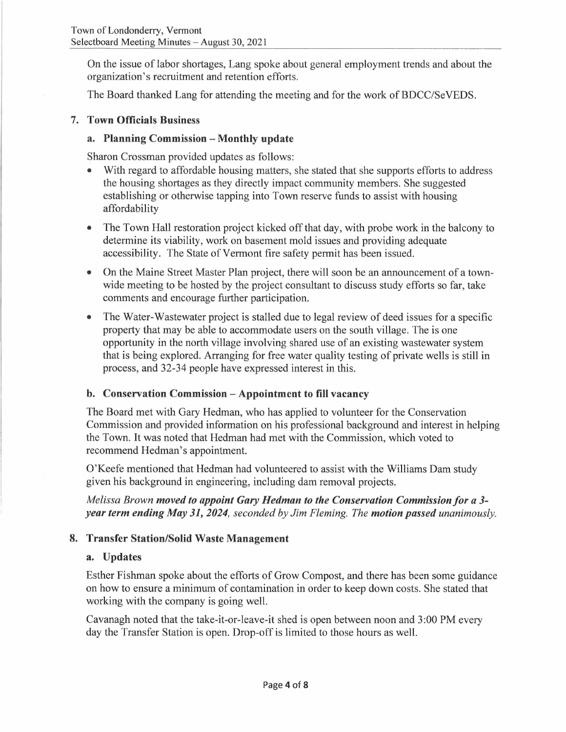On the issue of labor shortages, Lang spoke about general employment trends and about the organization's recruitment and retention efforts.

The Board thanked Lang for attending the meeting and for the work of BDCC/SeVEDS.

## 7. Town Officials Business

### a. Planning Commission – Monthly update

Sharon Crossman provided updates as follows:

- With regard to affordable housing matters, she stated that she supports efforts to address the housing shortages as they directly impact community members. She suggested establishing or otherwise tapping into Town reserve funds to assist with housing affordability
- The Town Hall restoration project kicked off that day, with probe work in the balcony to determine its viability, work on basement mold issues and providing adequate accessibility. The State of Vermont fire safety permit has been issued.
- On the Maine Street Master Plan project, there will soon be an announcement of a town-wide meeting to be hosted by the project consultant to discuss study efforts so far, take comments and encourage further participation.
- The Water-Wastewater project is stalled due to legal review of deed issues for a specific property that may be able to accommodate users on the south village. The is one opportunity in the north village involving shared use of an existing wastewater system that is being explored. Arranging for free water quality testing of private wells is still in process, and 32-34 people have expressed interest in this.

### b. Conservation Commission – Appointment to fill vacancy

The Board met with Gary Hedman, who has applied to volunteer for the Conservation Commission and provided information on his professional background and interest in helping the Town. It was noted that Hedman had met with the Commission, which voted to recommend Hedman's appointment.

O'Keefe mentioned that Hedman had volunteered to assist with the Williams Dam study given his background in engineering, including dam removal projects.

*Melissa Brown **moved to appoint Gary Hedman to the Conservation Commission for a 3-year term ending May 31, 2024**, seconded by Jim Fleming. The **motion passed** unanimously.*

## 8. Transfer Station/Solid Waste Management

### a. Updates

Esther Fishman spoke about the efforts of Grow Compost, and there has been some guidance on how to ensure a minimum of contamination in order to keep down costs. She stated that working with the company is going well.

Cavanagh noted that the take-it-or-leave-it shed is open between noon and 3:00 PM every day the Transfer Station is open. Drop-off is limited to those hours as well.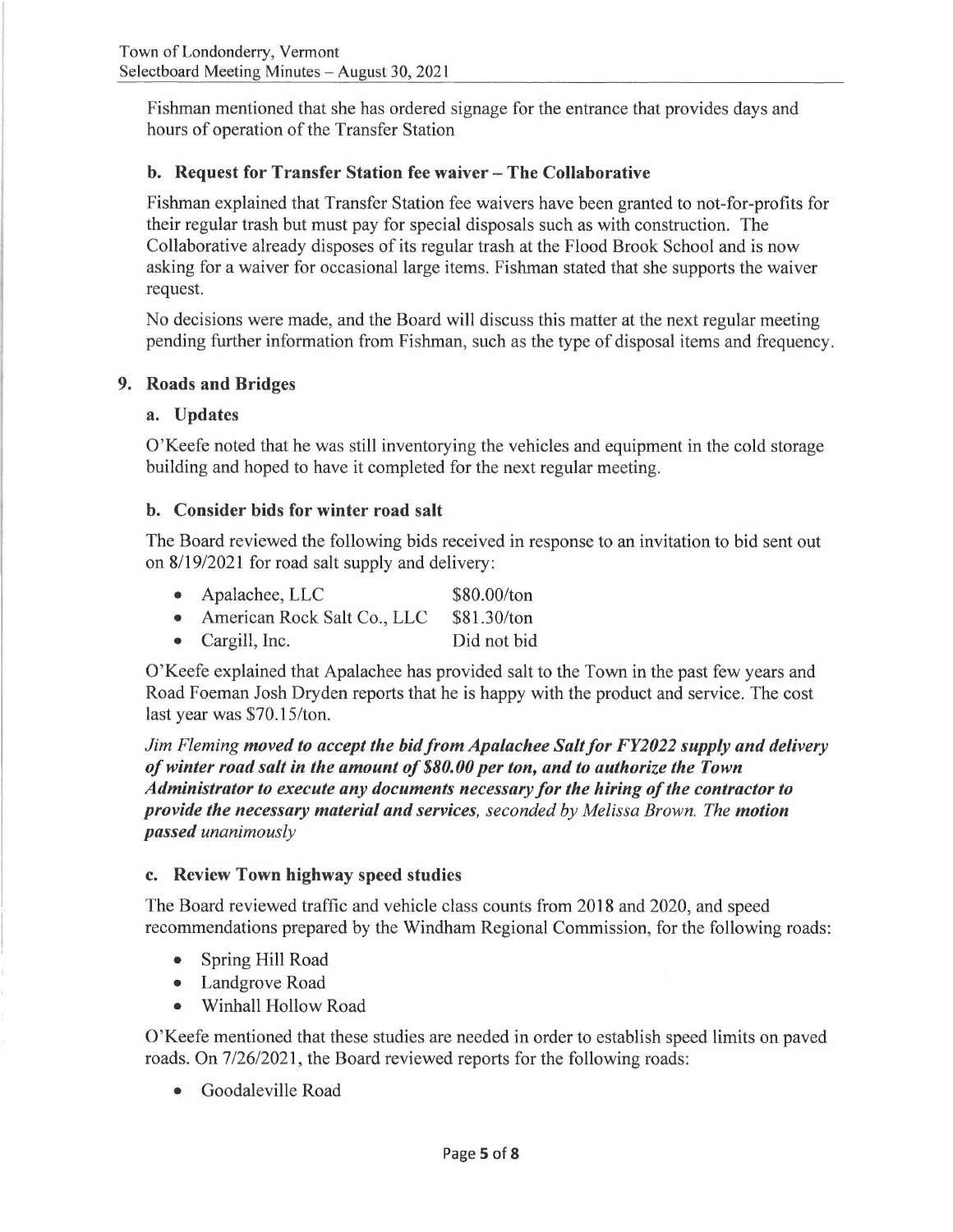Fishman mentioned that she has ordered signage for the entrance that provides days and hours of operation of the Transfer Station

### b. Request for Transfer Station fee waiver – The Collaborative

Fishman explained that Transfer Station fee waivers have been granted to not-for-profits for their regular trash but must pay for special disposals such as with construction. The Collaborative already disposes of its regular trash at the Flood Brook School and is now asking for a waiver for occasional large items. Fishman stated that she supports the waiver request.

No decisions were made, and the Board will discuss this matter at the next regular meeting pending further information from Fishman, such as the type of disposal items and frequency.

## 9. Roads and Bridges

### a. Updates

O'Keefe noted that he was still inventorying the vehicles and equipment in the cold storage building and hoped to have it completed for the next regular meeting.

### b. Consider bids for winter road salt

The Board reviewed the following bids received in response to an invitation to bid sent out on 8/19/2021 for road salt supply and delivery:

- Apalachee, LLC $80.00/ton
- American Rock Salt Co., LLC $81.30/ton
- Cargill, Inc. Did not bid

O'Keefe explained that Apalachee has provided salt to the Town in the past few years and Road Foeman Josh Dryden reports that he is happy with the product and service. The cost last year was $70.15/ton.

*Jim Fleming **moved to accept the bid from Apalachee Salt for FY2022 supply and delivery of winter road salt in the amount of $80.00 per ton, and to authorize the Town Administrator to execute any documents necessary for the hiring of the contractor to provide the necessary material and services**, seconded by Melissa Brown. The **motion passed** unanimously*

### c. Review Town highway speed studies

The Board reviewed traffic and vehicle class counts from 2018 and 2020, and speed recommendations prepared by the Windham Regional Commission, for the following roads:

- Spring Hill Road
- Landgrove Road
- Winhall Hollow Road

O'Keefe mentioned that these studies are needed in order to establish speed limits on paved roads. On 7/26/2021, the Board reviewed reports for the following roads:

- Goodaleville Road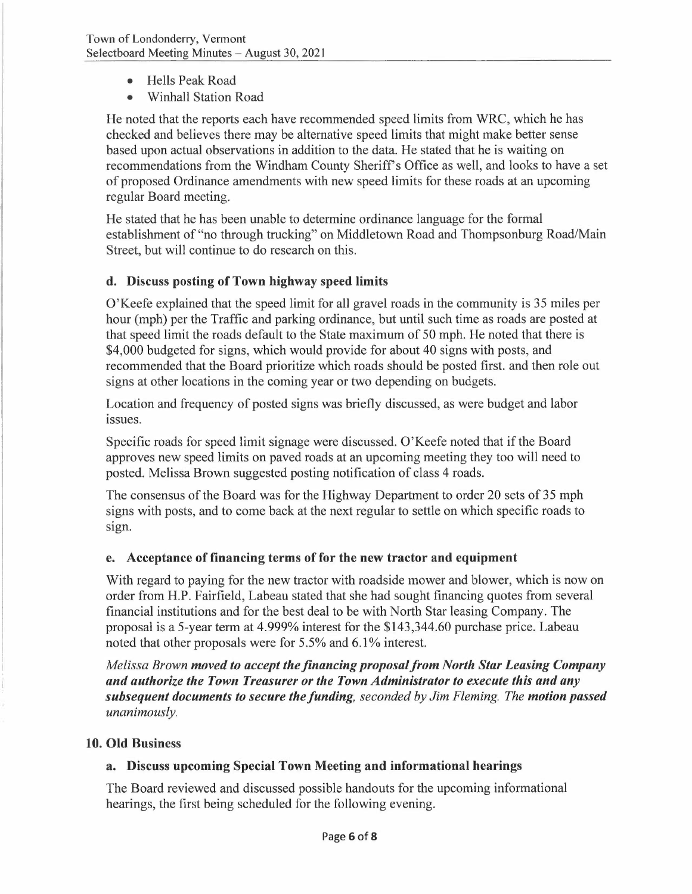- Hells Peak Road
- Winhall Station Road

He noted that the reports each have recommended speed limits from WRC, which he has checked and believes there may be alternative speed limits that might make better sense based upon actual observations in addition to the data. He stated that he is waiting on recommendations from the Windham County Sheriff's Office as well, and looks to have a set of proposed Ordinance amendments with new speed limits for these roads at an upcoming regular Board meeting.

He stated that he has been unable to determine ordinance language for the formal establishment of "no through trucking" on Middletown Road and Thompsonburg Road/Main Street, but will continue to do research on this.

### d. Discuss posting of Town highway speed limits

O'Keefe explained that the speed limit for all gravel roads in the community is 35 miles per hour (mph) per the Traffic and parking ordinance, but until such time as roads are posted at that speed limit the roads default to the State maximum of 50 mph. He noted that there is $4,000 budgeted for signs, which would provide for about 40 signs with posts, and recommended that the Board prioritize which roads should be posted first. and then role out signs at other locations in the coming year or two depending on budgets.

Location and frequency of posted signs was briefly discussed, as were budget and labor issues.

Specific roads for speed limit signage were discussed. O'Keefe noted that if the Board approves new speed limits on paved roads at an upcoming meeting they too will need to posted. Melissa Brown suggested posting notification of class 4 roads.

The consensus of the Board was for the Highway Department to order 20 sets of 35 mph signs with posts, and to come back at the next regular to settle on which specific roads to sign.

### e. Acceptance of financing terms of for the new tractor and equipment

With regard to paying for the new tractor with roadside mower and blower, which is now on order from H.P. Fairfield, Labeau stated that she had sought financing quotes from several financial institutions and for the best deal to be with North Star leasing Company. The proposal is a 5-year term at 4.999% interest for the $143,344.60 purchase price. Labeau noted that other proposals were for 5.5% and 6.1% interest.

*Melissa Brown* ***moved to accept the financing proposal from North Star Leasing Company and authorize the Town Treasurer or the Town Administrator to execute this and any subsequent documents to secure the funding****, seconded by Jim Fleming. The* ***motion passed*** *unanimously.*

## 10. Old Business

### a. Discuss upcoming Special Town Meeting and informational hearings

The Board reviewed and discussed possible handouts for the upcoming informational hearings, the first being scheduled for the following evening.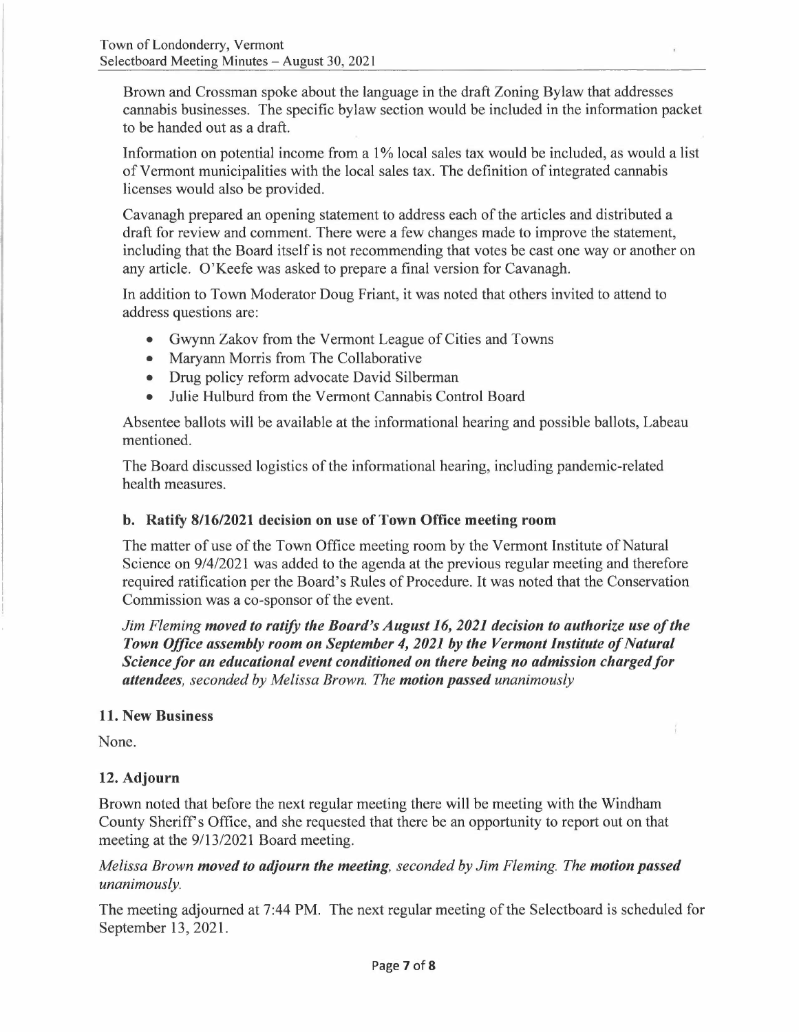Brown and Crossman spoke about the language in the draft Zoning Bylaw that addresses cannabis businesses. The specific bylaw section would be included in the information packet to be handed out as a draft.

Information on potential income from a 1% local sales tax would be included, as would a list of Vermont municipalities with the local sales tax. The definition of integrated cannabis licenses would also be provided.

Cavanagh prepared an opening statement to address each of the articles and distributed a draft for review and comment. There were a few changes made to improve the statement, including that the Board itself is not recommending that votes be cast one way or another on any article. O'Keefe was asked to prepare a final version for Cavanagh.

In addition to Town Moderator Doug Friant, it was noted that others invited to attend to address questions are:

- Gwynn Zakov from the Vermont League of Cities and Towns
- Maryann Morris from The Collaborative
- Drug policy reform advocate David Silberman
- Julie Hulburd from the Vermont Cannabis Control Board

Absentee ballots will be available at the informational hearing and possible ballots, Labeau mentioned.

The Board discussed logistics of the informational hearing, including pandemic-related health measures.

### b. Ratify 8/16/2021 decision on use of Town Office meeting room

The matter of use of the Town Office meeting room by the Vermont Institute of Natural Science on 9/4/2021 was added to the agenda at the previous regular meeting and therefore required ratification per the Board's Rules of Procedure. It was noted that the Conservation Commission was a co-sponsor of the event.

*Jim Fleming **moved to ratify the Board's August 16, 2021 decision to authorize use of the Town Office assembly room on September 4, 2021 by the Vermont Institute of Natural Science for an educational event conditioned on there being no admission charged for attendees**, seconded by Melissa Brown. The **motion passed** unanimously*

## 11. New Business

None.

## 12. Adjourn

Brown noted that before the next regular meeting there will be meeting with the Windham County Sheriff's Office, and she requested that there be an opportunity to report out on that meeting at the 9/13/2021 Board meeting.

*Melissa Brown **moved to adjourn the meeting**, seconded by Jim Fleming. The **motion passed** unanimously.*

The meeting adjourned at 7:44 PM. The next regular meeting of the Selectboard is scheduled for September 13, 2021.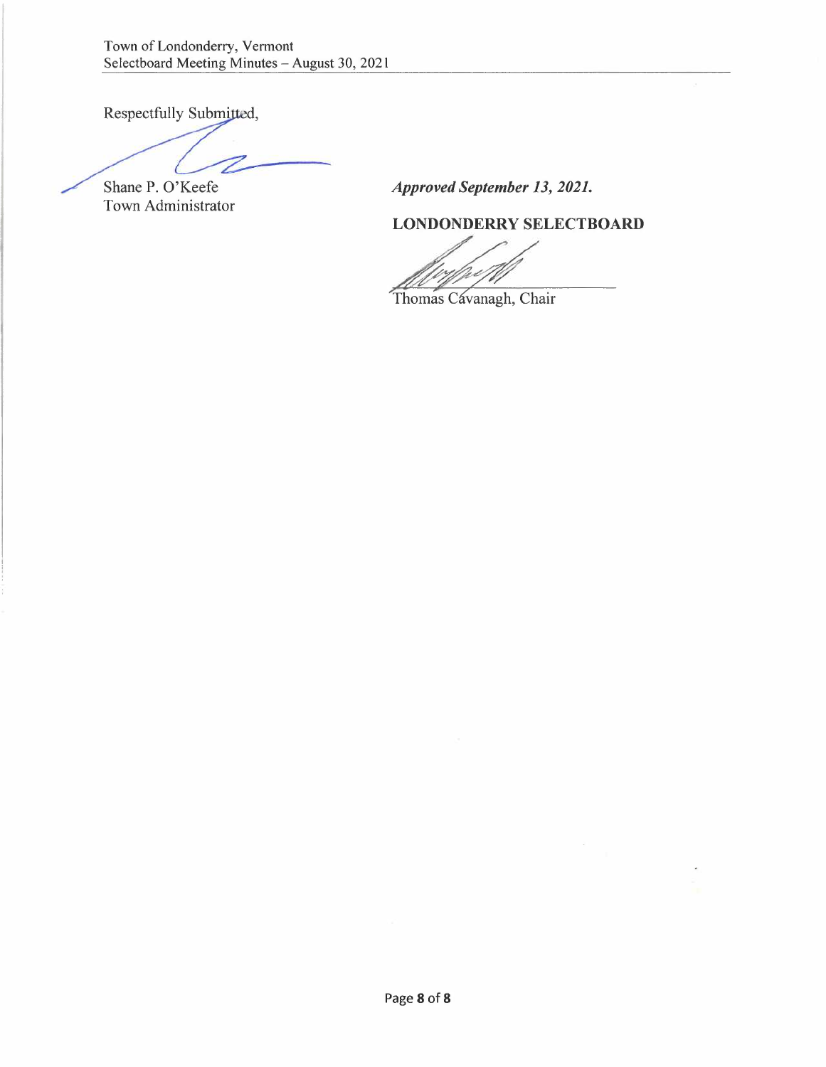Respectfully Submitted,

Shane P. O'Keefe
Town Administrator

***Approved September 13, 2021.***

**LONDONDERRY SELECTBOARD**

Thomas Cavanagh, Chair